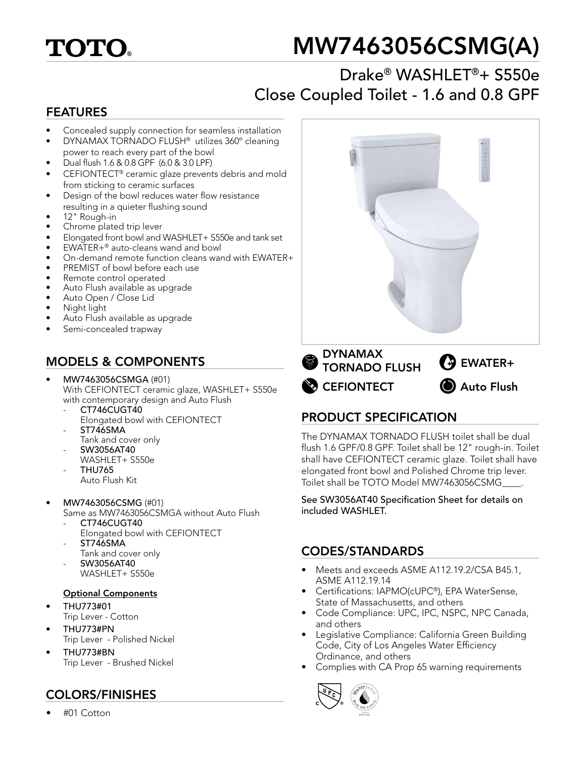TOTO®

# MW7463056CSMG(A)

## Drake® WASHLET®+ S550e Close Coupled Toilet - 1.6 and 0.8 GPF

## FEATURES

- Concealed supply connection for seamless installation
- DYNAMAX TORNADO FLUSH® utilizes 360° cleaning power to reach every part of the bowl
- Dual flush 1.6 & 0.8 GPF (6.0 & 3.0 LPF)
- CEFIONTECT® ceramic glaze prevents debris and mold from sticking to ceramic surfaces
- Design of the bowl reduces water flow resistance resulting in a quieter flushing sound
- 12" Rough-in
- Chrome plated trip lever
- Elongated front bowl and WASHLET+ S550e and tank set
- EWATER+® auto-cleans wand and bowl
- On-demand remote function cleans wand with EWATER+
- PREMIST of bowl before each use
- Remote control operated
- Auto Flush available as upgrade
- Auto Open / Close Lid
- Night light
- Auto Flush available as upgrade
- Semi-concealed trapway

DYNAMAX TORNADO FLUSH | EWATER+ | CEFIONTECT | Auto Flush

## MODELS & COMPONENTS

- **MW7463056CSMGA** (#01)
  With CEFIONTECT ceramic glaze, WASHLET+ S550e with contemporary design and Auto Flush
  - **CT746CUGT40**
    Elongated bowl with CEFIONTECT
  - **ST746SMA**
    Tank and cover only
  - **SW3056AT40**
    WASHLET+ S550e
  - **THU765**
    Auto Flush Kit
- **MW7463056CSMG** (#01)
  Same as MW7463056CSMGA without Auto Flush
  - **CT746CUGT40**
    Elongated bowl with CEFIONTECT
  - **ST746SMA**
    Tank and cover only
  - **SW3056AT40**
    WASHLET+ S550e

**Optional Components**

- **THU773#01**
  Trip Lever - Cotton
- **THU773#PN**
  Trip Lever - Polished Nickel
- **THU773#BN**
  Trip Lever - Brushed Nickel

## COLORS/FINISHES

- #01 Cotton

## PRODUCT SPECIFICATION

The DYNAMAX TORNADO FLUSH toilet shall be dual flush 1.6 GPF/0.8 GPF. Toilet shall be 12" rough-in. Toilet shall have CEFIONTECT ceramic glaze. Toilet shall have elongated front bowl and Polished Chrome trip lever. Toilet shall be TOTO Model MW7463056CSMG____.

See SW3056AT40 Specification Sheet for details on included WASHLET.

## CODES/STANDARDS

- Meets and exceeds ASME A112.19.2/CSA B45.1, ASME A112.19.14
- Certifications: IAPMO(cUPC®), EPA WaterSense, State of Massachusetts, and others
- Code Compliance: UPC, IPC, NSPC, NPC Canada, and others
- Legislative Compliance: California Green Building Code, City of Los Angeles Water Efficiency Ordinance, and others
- Complies with CA Prop 65 warning requirements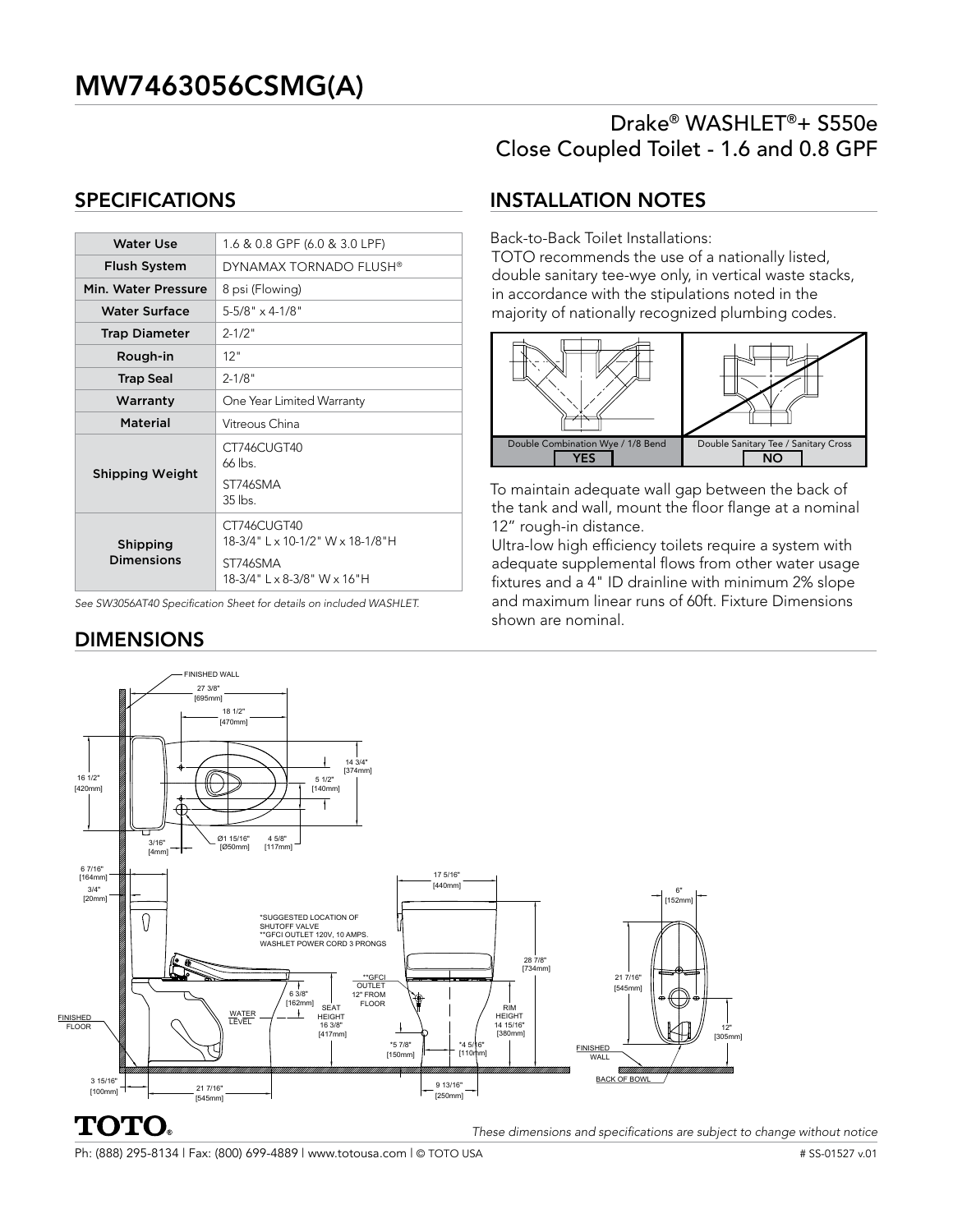# MW7463056CSMG(A)

## Drake® WASHLET®+ S550e Close Coupled Toilet - 1.6 and 0.8 GPF

## SPECIFICATIONS

| | |
|---|---|
| Water Use | 1.6 & 0.8 GPF (6.0 & 3.0 LPF) |
| Flush System | DYNAMAX TORNADO FLUSH® |
| Min. Water Pressure | 8 psi (Flowing) |
| Water Surface | 5-5/8" x 4-1/8" |
| Trap Diameter | 2-1/2" |
| Rough-in | 12" |
| Trap Seal | 2-1/8" |
| Warranty | One Year Limited Warranty |
| Material | Vitreous China |
| Shipping Weight | CT746CUGT40 66 lbs. ST746SMA 35 lbs. |
| Shipping Dimensions | CT746CUGT40 18-3/4" L x 10-1/2" W x 18-1/8"H ST746SMA 18-3/4" L x 8-3/8" W x 16"H |

*See SW3056AT40 Specification Sheet for details on included WASHLET.*

## INSTALLATION NOTES

Back-to-Back Toilet Installations:
TOTO recommends the use of a nationally listed, double sanitary tee-wye only, in vertical waste stacks, in accordance with the stipulations noted in the majority of nationally recognized plumbing codes.

Double Combination Wye / 1/8 Bend
YES

Double Sanitary Tee / Sanitary Cross
NO

To maintain adequate wall gap between the back of the tank and wall, mount the floor flange at a nominal 12" rough-in distance.
Ultra-low high efficiency toilets require a system with adequate supplemental flows from other water usage fixtures and a 4" ID drainline with minimum 2% slope and maximum linear runs of 60ft. Fixture Dimensions shown are nominal.

## DIMENSIONS

FINISHED WALL
27 3/8" [695mm]
18 1/2" [470mm]
14 3/4" [374mm]
16 1/2" [420mm]
5 1/2" [140mm]
3/16" [4mm]
Ø1 15/16" [Ø50mm]
4 5/8" [117mm]
6 7/16" [164mm]
3/4" [20mm]
17 5/16" [440mm]
6" [152mm]
*SUGGESTED LOCATION OF SHUTOFF VALVE
**GFCI OUTLET 120V, 10 AMPS. WASHLET POWER CORD 3 PRONGS
28 7/8" [734mm]
**GFCI OUTLET 12" FROM FLOOR
21 7/16" [545mm]
6 3/8" [162mm]
SEAT HEIGHT 16 3/8" [417mm]
RIM HEIGHT 14 15/16" [380mm]
WATER LEVEL
FINISHED FLOOR
12" [305mm]
*5 7/8" [150mm]
*4 5/16" [110mm]
FINISHED WALL
BACK OF BOWL
3 15/16" [100mm]
21 7/16" [545mm]
9 13/16" [250mm]

*These dimensions and specifications are subject to change without notice*

Ph: (888) 295-8134 | Fax: (800) 699-4889 | www.totousa.com | © TOTO USA

# SS-01527 v.01